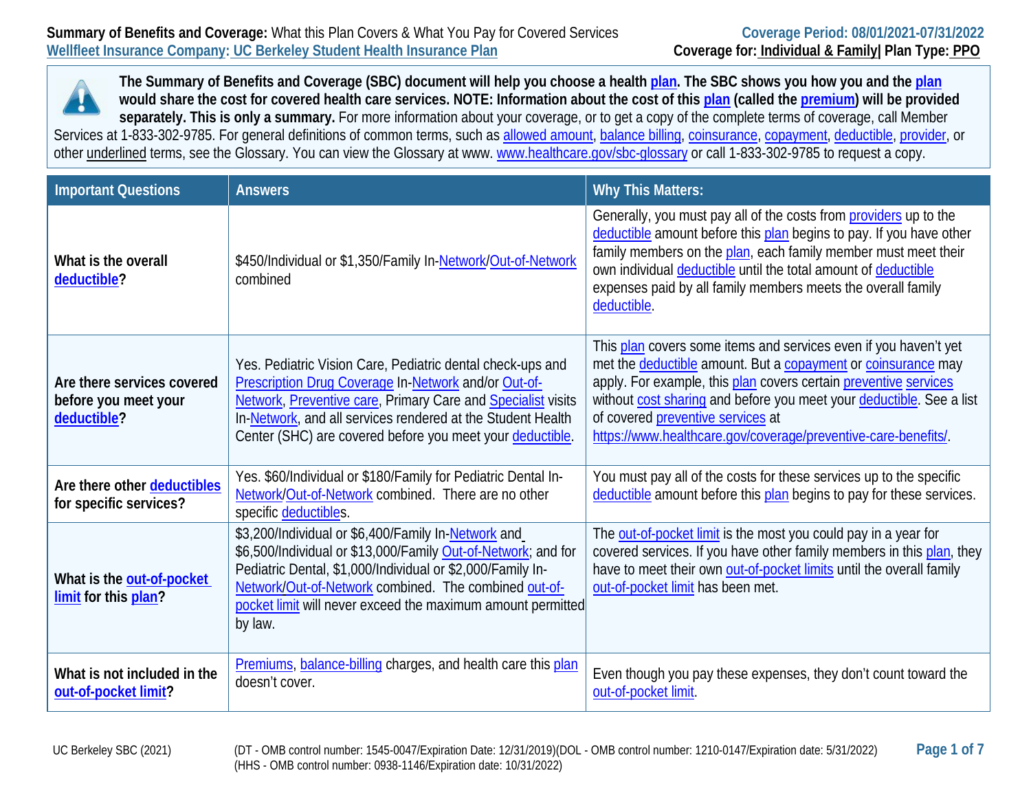**Summary of Benefits and Coverage:** What this Plan Covers & What You Pay for Covered Services
Wellfleet Insurance Company: UC Berkeley Student Health Insurance Plan

**Coverage Period: 08/01/2021-07/31/2022**
**Coverage for: Individual & Family | Plan Type: PPO**

**The Summary of Benefits and Coverage (SBC) document will help you choose a health plan. The SBC shows you how you and the plan would share the cost for covered health care services. NOTE: Information about the cost of this plan (called the premium) will be provided separately. This is only a summary.** For more information about your coverage, or to get a copy of the complete terms of coverage, call Member Services at 1-833-302-9785. For general definitions of common terms, such as allowed amount, balance billing, coinsurance, copayment, deductible, provider, or other underlined terms, see the Glossary. You can view the Glossary at www. www.healthcare.gov/sbc-glossary or call 1-833-302-9785 to request a copy.

| Important Questions | Answers | Why This Matters: |
|---|---|---|
| **What is the overall deductible?** | $450/Individual or $1,350/Family In-Network/Out-of-Network combined | Generally, you must pay all of the costs from providers up to the deductible amount before this plan begins to pay. If you have other family members on the plan, each family member must meet their own individual deductible until the total amount of deductible expenses paid by all family members meets the overall family deductible. |
| **Are there services covered before you meet your deductible?** | Yes. Pediatric Vision Care, Pediatric dental check-ups and Prescription Drug Coverage In-Network and/or Out-of-Network, Preventive care, Primary Care and Specialist visits In-Network, and all services rendered at the Student Health Center (SHC) are covered before you meet your deductible. | This plan covers some items and services even if you haven't yet met the deductible amount. But a copayment or coinsurance may apply. For example, this plan covers certain preventive services without cost sharing and before you meet your deductible. See a list of covered preventive services at https://www.healthcare.gov/coverage/preventive-care-benefits/. |
| **Are there other deductibles for specific services?** | Yes. $60/Individual or $180/Family for Pediatric Dental In-Network/Out-of-Network combined. There are no other specific deductibles. | You must pay all of the costs for these services up to the specific deductible amount before this plan begins to pay for these services. |
| **What is the out-of-pocket limit for this plan?** | $3,200/Individual or $6,400/Family In-Network and $6,500/Individual or $13,000/Family Out-of-Network; and for Pediatric Dental, $1,000/Individual or $2,000/Family In-Network/Out-of-Network combined. The combined out-of-pocket limit will never exceed the maximum amount permitted by law. | The out-of-pocket limit is the most you could pay in a year for covered services. If you have other family members in this plan, they have to meet their own out-of-pocket limits until the overall family out-of-pocket limit has been met. |
| **What is not included in the out-of-pocket limit?** | Premiums, balance-billing charges, and health care this plan doesn't cover. | Even though you pay these expenses, they don't count toward the out-of-pocket limit. |

UC Berkeley SBC (2021)

(DT - OMB control number: 1545-0047/Expiration Date: 12/31/2019)(DOL - OMB control number: 1210-0147/Expiration date: 5/31/2022)
(HHS - OMB control number: 0938-1146/Expiration date: 10/31/2022)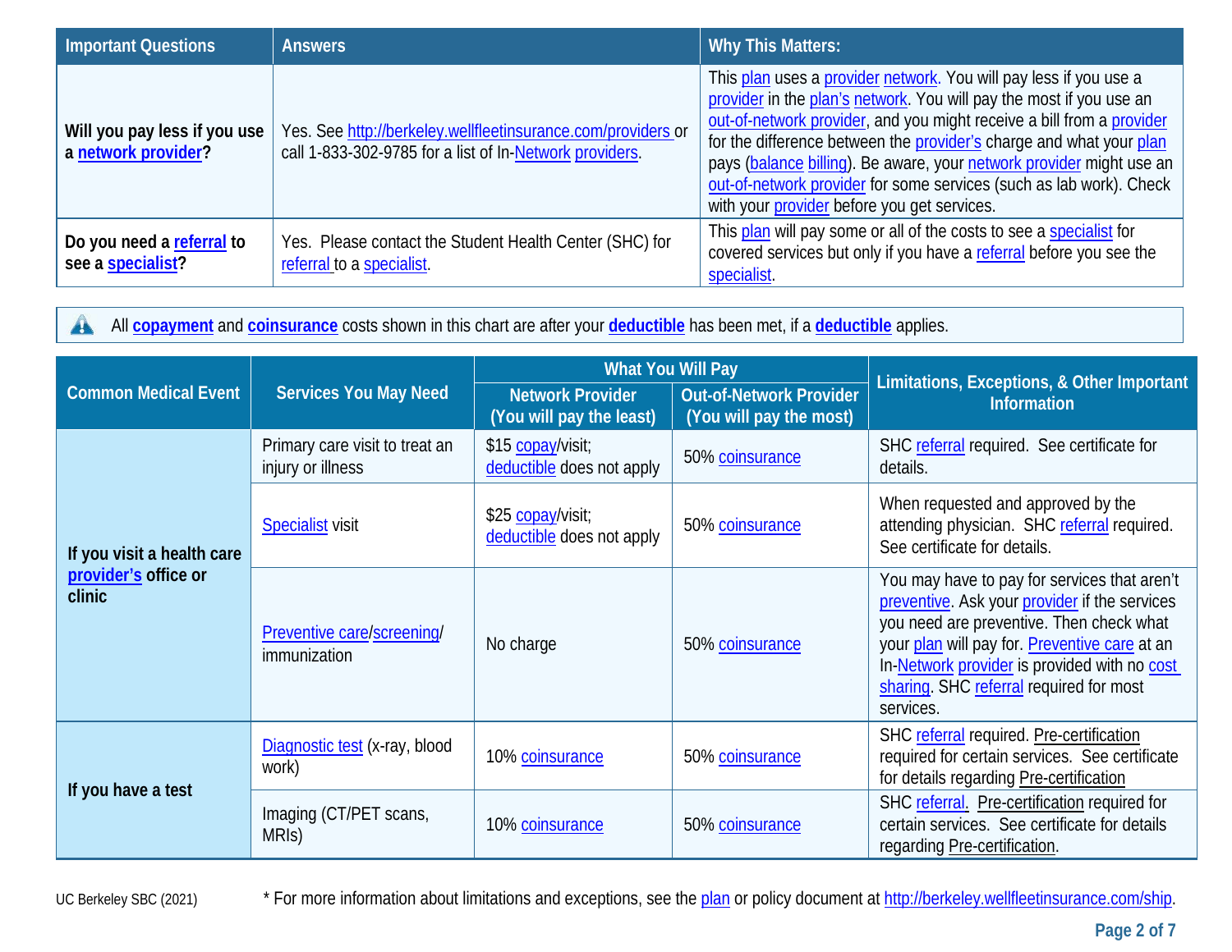| Important Questions | Answers | Why This Matters: |
|---|---|---|
| **Will you pay less if you use a network provider?** | Yes. See http://berkeley.wellfleetinsurance.com/providers or call 1-833-302-9785 for a list of In-Network providers. | This plan uses a provider network. You will pay less if you use a provider in the plan's network. You will pay the most if you use an out-of-network provider, and you might receive a bill from a provider for the difference between the provider's charge and what your plan pays (balance billing). Be aware, your network provider might use an out-of-network provider for some services (such as lab work). Check with your provider before you get services. |
| **Do you need a referral to see a specialist?** | Yes. Please contact the Student Health Center (SHC) for referral to a specialist. | This plan will pay some or all of the costs to see a specialist for covered services but only if you have a referral before you see the specialist. |

All **copayment** and **coinsurance** costs shown in this chart are after your **deductible** has been met, if a **deductible** applies.

| Common Medical Event | Services You May Need | What You Will Pay | | Limitations, Exceptions, & Other Important Information |
|---|---|---|---|---|
| | | Network Provider (You will pay the least) | Out-of-Network Provider (You will pay the most) | |
| **If you visit a health care provider's office or clinic** | Primary care visit to treat an injury or illness | $15 copay/visit; deductible does not apply | 50% coinsurance | SHC referral required. See certificate for details. |
| | Specialist visit | $25 copay/visit; deductible does not apply | 50% coinsurance | When requested and approved by the attending physician. SHC referral required. See certificate for details. |
| | Preventive care/screening/ immunization | No charge | 50% coinsurance | You may have to pay for services that aren't preventive. Ask your provider if the services you need are preventive. Then check what your plan will pay for. Preventive care at an In-Network provider is provided with no cost sharing. SHC referral required for most services. |
| **If you have a test** | Diagnostic test (x-ray, blood work) | 10% coinsurance | 50% coinsurance | SHC referral required. Pre-certification required for certain services. See certificate for details regarding Pre-certification |
| | Imaging (CT/PET scans, MRIs) | 10% coinsurance | 50% coinsurance | SHC referral. Pre-certification required for certain services. See certificate for details regarding Pre-certification. |

UC Berkeley SBC (2021) * For more information about limitations and exceptions, see the plan or policy document at http://berkeley.wellfleetinsurance.com/ship.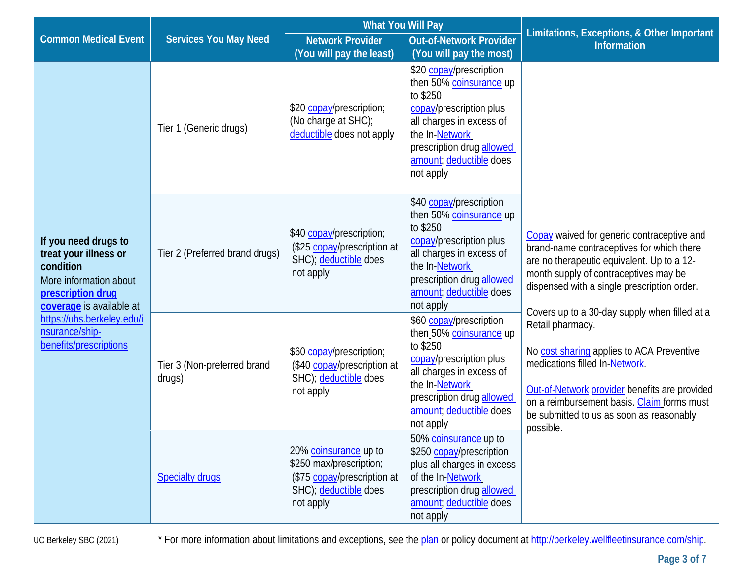| Common Medical Event | Services You May Need | What You Will Pay | | Limitations, Exceptions, & Other Important Information |
|---|---|---|---|---|
| | | Network Provider (You will pay the least) | Out-of-Network Provider (You will pay the most) | |
| **If you need drugs to treat your illness or condition** More information about **prescription drug coverage** is available at https://uhs.berkeley.edu/insurance/ship-benefits/prescriptions | Tier 1 (Generic drugs) | $20 copay/prescription; (No charge at SHC); deductible does not apply | $20 copay/prescription then 50% coinsurance up to $250 copay/prescription plus all charges in excess of the In-Network prescription drug allowed amount; deductible does not apply | Copay waived for generic contraceptive and brand-name contraceptives for which there are no therapeutic equivalent. Up to a 12-month supply of contraceptives may be dispensed with a single prescription order. Covers up to a 30-day supply when filled at a Retail pharmacy. No cost sharing applies to ACA Preventive medications filled In-Network. Out-of-Network provider benefits are provided on a reimbursement basis. Claim forms must be submitted to us as soon as reasonably possible. |
| | Tier 2 (Preferred brand drugs) | $40 copay/prescription; ($25 copay/prescription at SHC); deductible does not apply | $40 copay/prescription then 50% coinsurance up to $250 copay/prescription plus all charges in excess of the In-Network prescription drug allowed amount; deductible does not apply | |
| | Tier 3 (Non-preferred brand drugs) | $60 copay/prescription; ($40 copay/prescription at SHC); deductible does not apply | $60 copay/prescription then 50% coinsurance up to $250 copay/prescription plus all charges in excess of the In-Network prescription drug allowed amount; deductible does not apply | |
| | Specialty drugs | 20% coinsurance up to $250 max/prescription; ($75 copay/prescription at SHC); deductible does not apply | 50% coinsurance up to $250 copay/prescription plus all charges in excess of the In-Network prescription drug allowed amount; deductible does not apply | |

UC Berkeley SBC (2021) * For more information about limitations and exceptions, see the plan or policy document at http://berkeley.wellfleetinsurance.com/ship.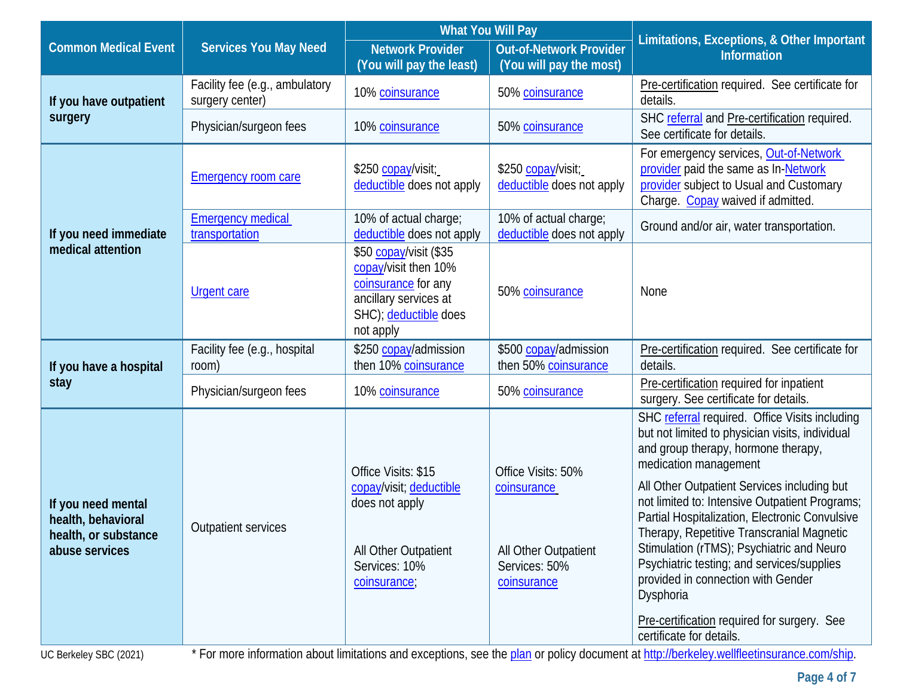| Common Medical Event | Services You May Need | What You Will Pay | | Limitations, Exceptions, & Other Important Information |
|---|---|---|---|---|
| | | Network Provider (You will pay the least) | Out-of-Network Provider (You will pay the most) | |
| If you have outpatient surgery | Facility fee (e.g., ambulatory surgery center) | 10% coinsurance | 50% coinsurance | Pre-certification required. See certificate for details. |
| | Physician/surgeon fees | 10% coinsurance | 50% coinsurance | SHC referral and Pre-certification required. See certificate for details. |
| If you need immediate medical attention | Emergency room care | $250 copay/visit; deductible does not apply | $250 copay/visit; deductible does not apply | For emergency services, Out-of-Network provider paid the same as In-Network provider subject to Usual and Customary Charge. Copay waived if admitted. |
| | Emergency medical transportation | 10% of actual charge; deductible does not apply | 10% of actual charge; deductible does not apply | Ground and/or air, water transportation. |
| | Urgent care | $50 copay/visit ($35 copay/visit then 10% coinsurance for any ancillary services at SHC); deductible does not apply | 50% coinsurance | None |
| If you have a hospital stay | Facility fee (e.g., hospital room) | $250 copay/admission then 10% coinsurance | $500 copay/admission then 50% coinsurance | Pre-certification required. See certificate for details. |
| | Physician/surgeon fees | 10% coinsurance | 50% coinsurance | Pre-certification required for inpatient surgery. See certificate for details. |
| If you need mental health, behavioral health, or substance abuse services | Outpatient services | Office Visits: $15 copay/visit; deductible does not apply<br><br>All Other Outpatient Services: 10% coinsurance; | Office Visits: 50% coinsurance<br><br>All Other Outpatient Services: 50% coinsurance | SHC referral required. Office Visits including but not limited to physician visits, individual and group therapy, hormone therapy, medication management<br><br>All Other Outpatient Services including but not limited to: Intensive Outpatient Programs; Partial Hospitalization, Electronic Convulsive Therapy, Repetitive Transcranial Magnetic Stimulation (rTMS); Psychiatric and Neuro Psychiatric testing; and services/supplies provided in connection with Gender Dysphoria<br><br>Pre-certification required for surgery. See certificate for details. |

UC Berkeley SBC (2021)

* For more information about limitations and exceptions, see the plan or policy document at http://berkeley.wellfleetinsurance.com/ship.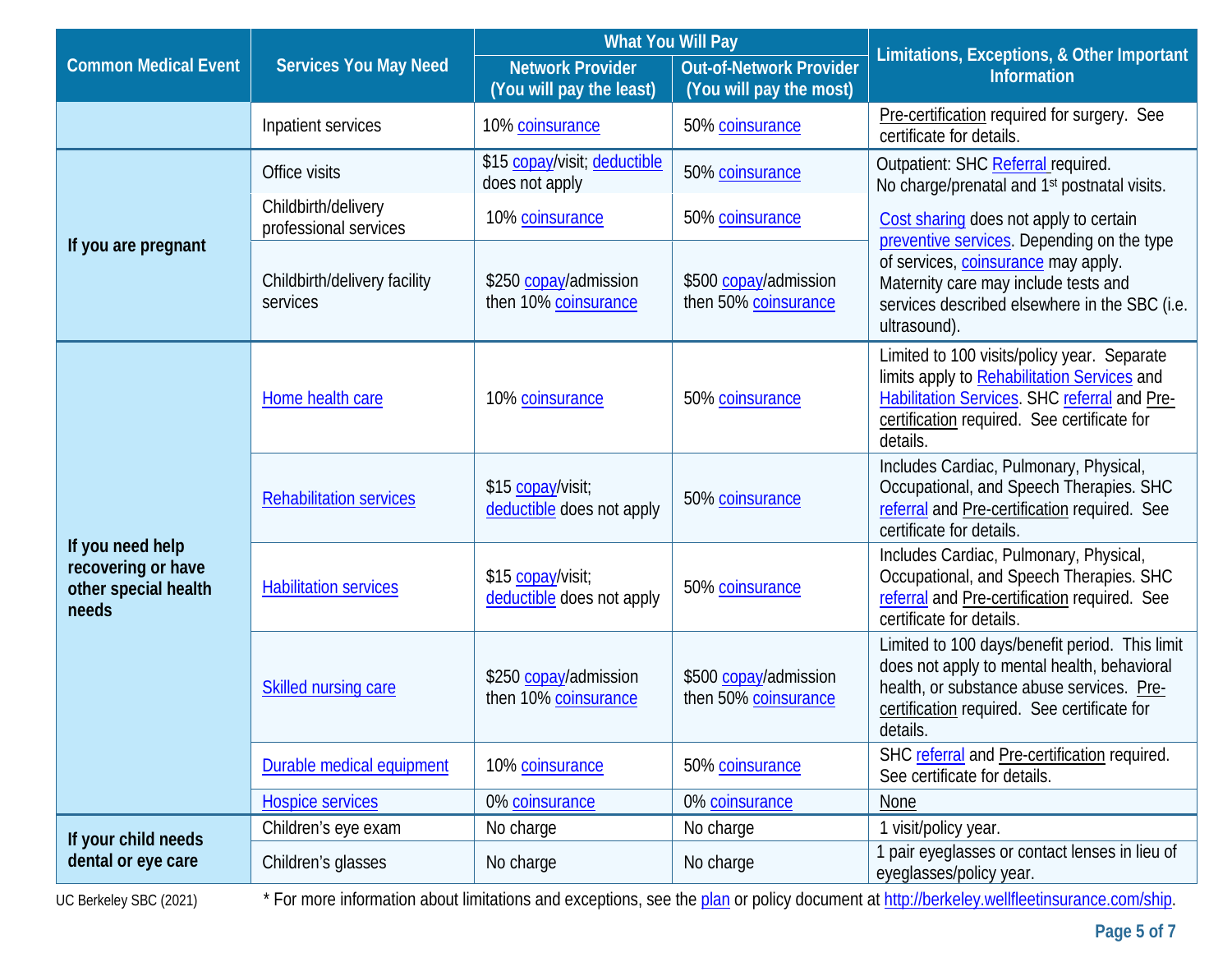| Common Medical Event | Services You May Need | What You Will Pay | | Limitations, Exceptions, & Other Important Information |
|---|---|---|---|---|
| | | Network Provider (You will pay the least) | Out-of-Network Provider (You will pay the most) | |
| | Inpatient services | 10% coinsurance | 50% coinsurance | Pre-certification required for surgery. See certificate for details. |
| If you are pregnant | Office visits | $15 copay/visit; deductible does not apply | 50% coinsurance | Outpatient: SHC Referral required. No charge/prenatal and 1st postnatal visits. |
| | Childbirth/delivery professional services | 10% coinsurance | 50% coinsurance | Cost sharing does not apply to certain preventive services. Depending on the type of services, coinsurance may apply. Maternity care may include tests and services described elsewhere in the SBC (i.e. ultrasound). |
| | Childbirth/delivery facility services | $250 copay/admission then 10% coinsurance | $500 copay/admission then 50% coinsurance | |
| If you need help recovering or have other special health needs | Home health care | 10% coinsurance | 50% coinsurance | Limited to 100 visits/policy year. Separate limits apply to Rehabilitation Services and Habilitation Services. SHC referral and Pre-certification required. See certificate for details. |
| | Rehabilitation services | $15 copay/visit; deductible does not apply | 50% coinsurance | Includes Cardiac, Pulmonary, Physical, Occupational, and Speech Therapies. SHC referral and Pre-certification required. See certificate for details. |
| | Habilitation services | $15 copay/visit; deductible does not apply | 50% coinsurance | Includes Cardiac, Pulmonary, Physical, Occupational, and Speech Therapies. SHC referral and Pre-certification required. See certificate for details. |
| | Skilled nursing care | $250 copay/admission then 10% coinsurance | $500 copay/admission then 50% coinsurance | Limited to 100 days/benefit period. This limit does not apply to mental health, behavioral health, or substance abuse services. Pre-certification required. See certificate for details. |
| | Durable medical equipment | 10% coinsurance | 50% coinsurance | SHC referral and Pre-certification required. See certificate for details. |
| | Hospice services | 0% coinsurance | 0% coinsurance | None |
| If your child needs dental or eye care | Children's eye exam | No charge | No charge | 1 visit/policy year. |
| | Children's glasses | No charge | No charge | 1 pair eyeglasses or contact lenses in lieu of eyeglasses/policy year. |

UC Berkeley SBC (2021)

* For more information about limitations and exceptions, see the plan or policy document at http://berkeley.wellfleetinsurance.com/ship.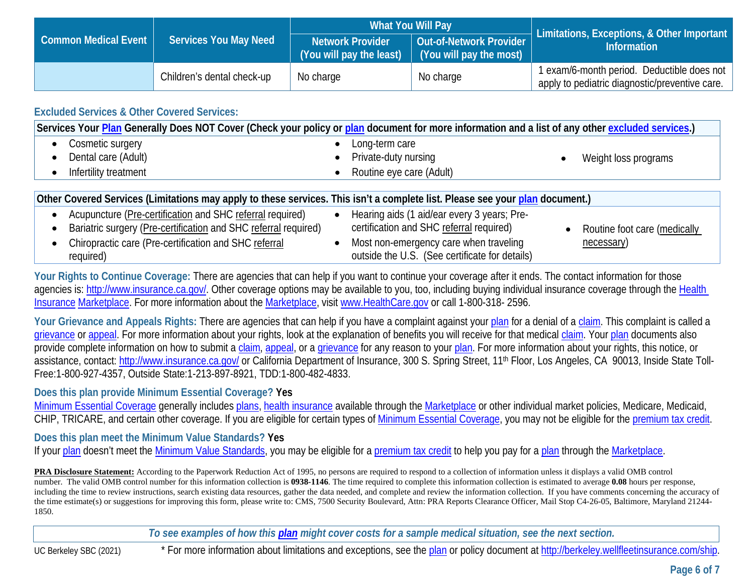| Common Medical Event | Services You May Need | What You Will Pay | | Limitations, Exceptions, & Other Important Information |
|---|---|---|---|---|
| | | Network Provider (You will pay the least) | Out-of-Network Provider (You will pay the most) | |
| | Children's dental check-up | No charge | No charge | 1 exam/6-month period. Deductible does not apply to pediatric diagnostic/preventive care. |

### Excluded Services & Other Covered Services:

**Services Your Plan Generally Does NOT Cover (Check your policy or plan document for more information and a list of any other excluded services.)**

- Cosmetic surgery
- Dental care (Adult)
- Infertility treatment
- Long-term care
- Private-duty nursing
- Routine eye care (Adult)
- Weight loss programs

**Other Covered Services (Limitations may apply to these services. This isn't a complete list. Please see your plan document.)**

- Acupuncture (Pre-certification and SHC referral required)
- Bariatric surgery (Pre-certification and SHC referral required)
- Chiropractic care (Pre-certification and SHC referral required)
- Hearing aids (1 aid/ear every 3 years; Pre-certification and SHC referral required)
- Most non-emergency care when traveling outside the U.S. (See certificate for details)
- Routine foot care (medically necessary)

**Your Rights to Continue Coverage:** There are agencies that can help if you want to continue your coverage after it ends. The contact information for those agencies is: http://www.insurance.ca.gov/. Other coverage options may be available to you, too, including buying individual insurance coverage through the Health Insurance Marketplace. For more information about the Marketplace, visit www.HealthCare.gov or call 1-800-318- 2596.

**Your Grievance and Appeals Rights:** There are agencies that can help if you have a complaint against your plan for a denial of a claim. This complaint is called a grievance or appeal. For more information about your rights, look at the explanation of benefits you will receive for that medical claim. Your plan documents also provide complete information on how to submit a claim, appeal, or a grievance for any reason to your plan. For more information about your rights, this notice, or assistance, contact: http://www.insurance.ca.gov/ or California Department of Insurance, 300 S. Spring Street, 11th Floor, Los Angeles, CA 90013, Inside State Toll-Free:1-800-927-4357, Outside State:1-213-897-8921, TDD:1-800-482-4833.

**Does this plan provide Minimum Essential Coverage? Yes**

Minimum Essential Coverage generally includes plans, health insurance available through the Marketplace or other individual market policies, Medicare, Medicaid, CHIP, TRICARE, and certain other coverage. If you are eligible for certain types of Minimum Essential Coverage, you may not be eligible for the premium tax credit.

**Does this plan meet the Minimum Value Standards? Yes**

If your plan doesn't meet the Minimum Value Standards, you may be eligible for a premium tax credit to help you pay for a plan through the Marketplace.

**PRA Disclosure Statement:** According to the Paperwork Reduction Act of 1995, no persons are required to respond to a collection of information unless it displays a valid OMB control number. The valid OMB control number for this information collection is **0938-1146**. The time required to complete this information collection is estimated to average **0.08** hours per response, including the time to review instructions, search existing data resources, gather the data needed, and complete and review the information collection. If you have comments concerning the accuracy of the time estimate(s) or suggestions for improving this form, please write to: CMS, 7500 Security Boulevard, Attn: PRA Reports Clearance Officer, Mail Stop C4-26-05, Baltimore, Maryland 21244-1850.

*To see examples of how this plan might cover costs for a sample medical situation, see the next section.*

UC Berkeley SBC (2021) * For more information about limitations and exceptions, see the plan or policy document at http://berkeley.wellfleetinsurance.com/ship.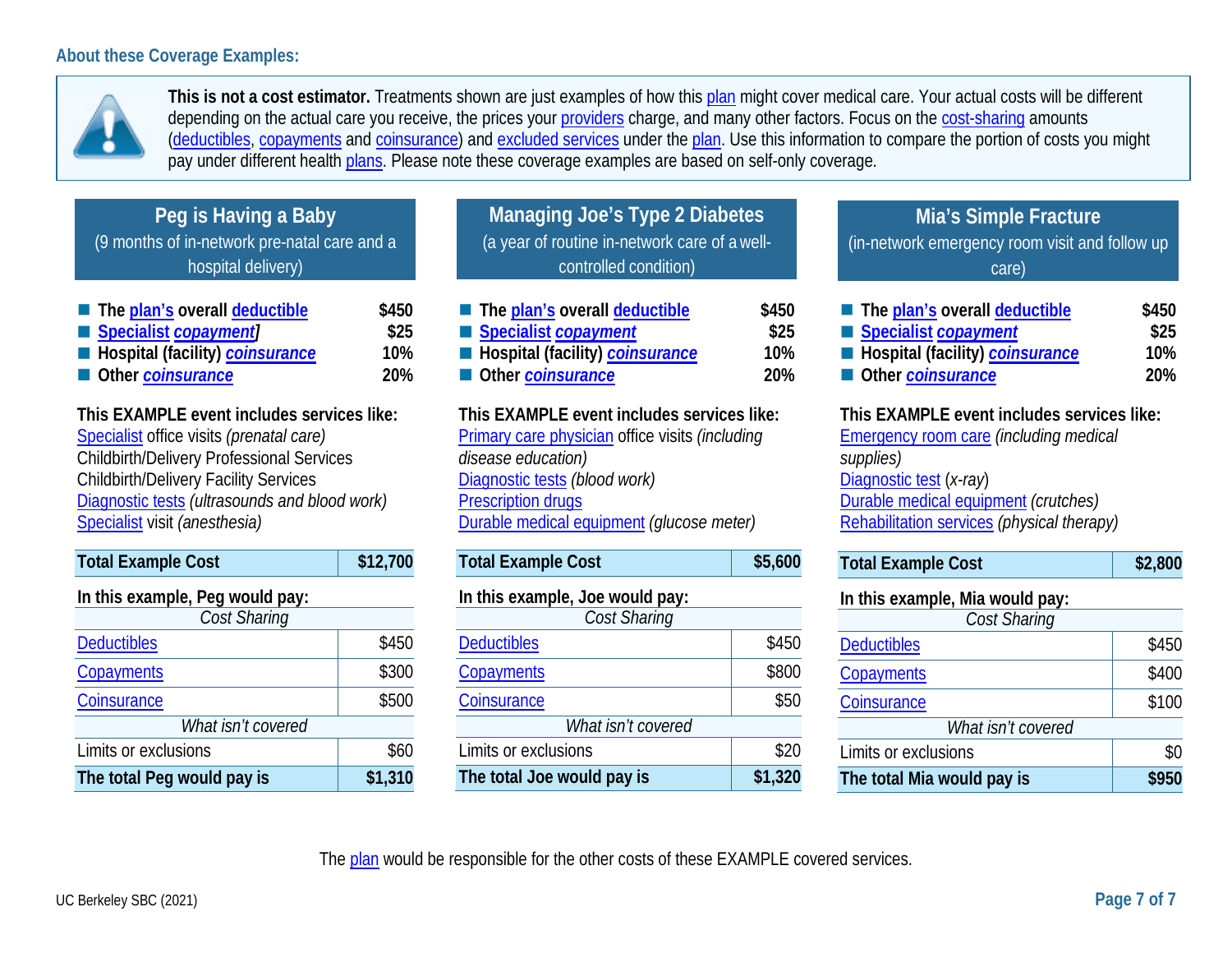### About these Coverage Examples:

**This is not a cost estimator.** Treatments shown are just examples of how this plan might cover medical care. Your actual costs will be different depending on the actual care you receive, the prices your providers charge, and many other factors. Focus on the cost-sharing amounts (deductibles, copayments and coinsurance) and excluded services under the plan. Use this information to compare the portion of costs you might pay under different health plans. Please note these coverage examples are based on self-only coverage.

## Peg is Having a Baby

(9 months of in-network pre-natal care and a hospital delivery)

- **The plan's overall deductible** **$450**
- **Specialist *copayment*]** **$25**
- **Hospital (facility) *coinsurance*** **10%**
- **Other *coinsurance*** **20%**

**This EXAMPLE event includes services like:**
Specialist office visits *(prenatal care)*
Childbirth/Delivery Professional Services
Childbirth/Delivery Facility Services
Diagnostic tests *(ultrasounds and blood work)*
Specialist visit *(anesthesia)*

| **Total Example Cost** | **$12,700** |
|---|---|

**In this example, Peg would pay:**

| *Cost Sharing* | |
|---|---|
| Deductibles | $450 |
| Copayments | $300 |
| Coinsurance | $500 |
| *What isn't covered* | |
| Limits or exclusions | $60 |
| **The total Peg would pay is** | **$1,310** |

## Managing Joe's Type 2 Diabetes

(a year of routine in-network care of a well-controlled condition)

- **The plan's overall deductible** **$450**
- **Specialist *copayment*** **$25**
- **Hospital (facility) *coinsurance*** **10%**
- **Other *coinsurance*** **20%**

**This EXAMPLE event includes services like:**
Primary care physician office visits *(including disease education)*
Diagnostic tests *(blood work)*
Prescription drugs
Durable medical equipment *(glucose meter)*

| **Total Example Cost** | **$5,600** |
|---|---|

**In this example, Joe would pay:**

| *Cost Sharing* | |
|---|---|
| Deductibles | $450 |
| Copayments | $800 |
| Coinsurance | $50 |
| *What isn't covered* | |
| Limits or exclusions | $20 |
| **The total Joe would pay is** | **$1,320** |

## Mia's Simple Fracture

(in-network emergency room visit and follow up care)

- **The plan's overall deductible** **$450**
- **Specialist *copayment*** **$25**
- **Hospital (facility) *coinsurance*** **10%**
- **Other *coinsurance*** **20%**

**This EXAMPLE event includes services like:**
Emergency room care *(including medical supplies)*
Diagnostic test *(x-ray)*
Durable medical equipment *(crutches)*
Rehabilitation services *(physical therapy)*

| **Total Example Cost** | **$2,800** |
|---|---|

**In this example, Mia would pay:**

| *Cost Sharing* | |
|---|---|
| Deductibles | $450 |
| Copayments | $400 |
| Coinsurance | $100 |
| *What isn't covered* | |
| Limits or exclusions | $0 |
| **The total Mia would pay is** | **$950** |

The plan would be responsible for the other costs of these EXAMPLE covered services.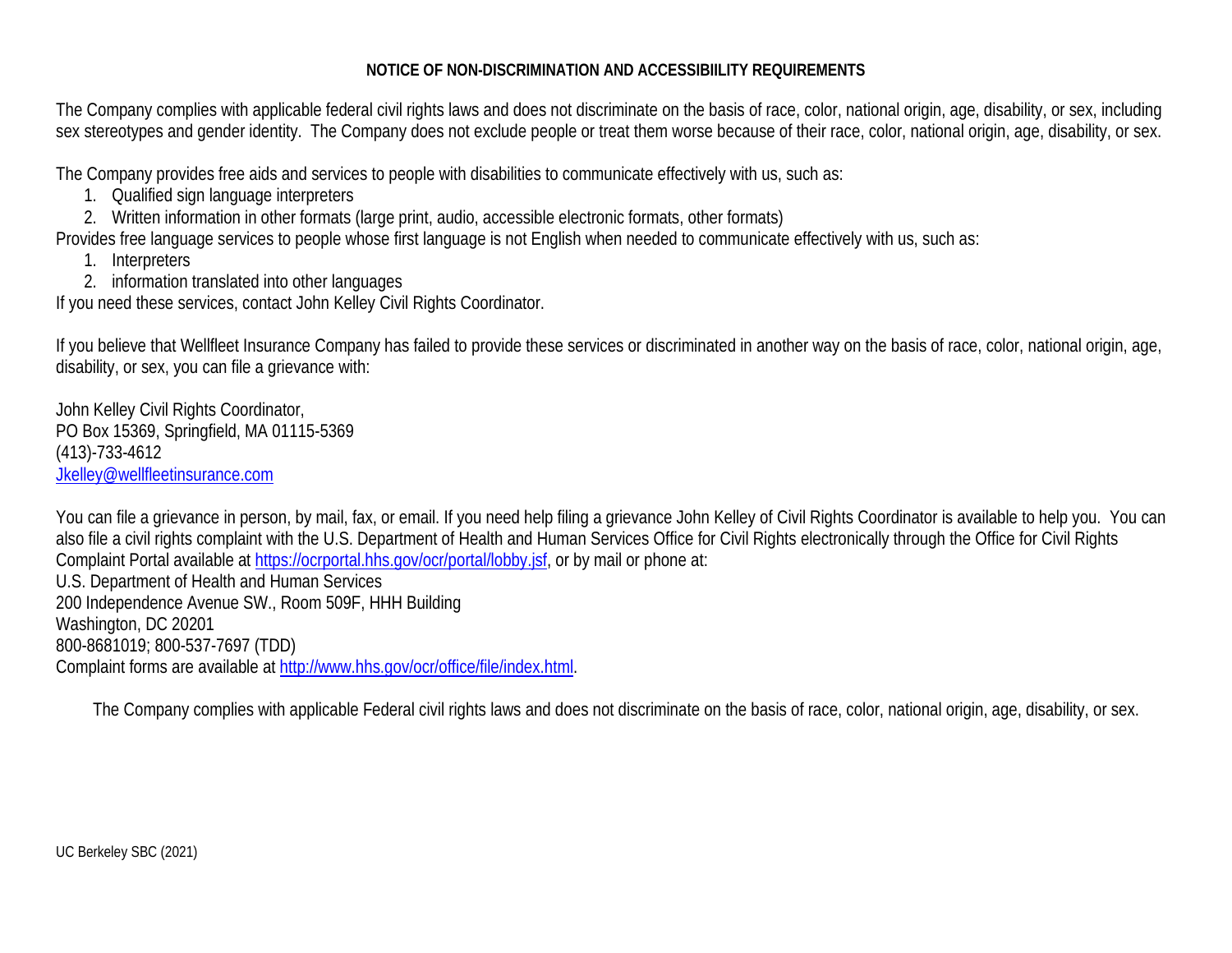**NOTICE OF NON-DISCRIMINATION AND ACCESSIBIILITY REQUIREMENTS**

The Company complies with applicable federal civil rights laws and does not discriminate on the basis of race, color, national origin, age, disability, or sex, including sex stereotypes and gender identity. The Company does not exclude people or treat them worse because of their race, color, national origin, age, disability, or sex.

The Company provides free aids and services to people with disabilities to communicate effectively with us, such as:

1. Qualified sign language interpreters
2. Written information in other formats (large print, audio, accessible electronic formats, other formats)

Provides free language services to people whose first language is not English when needed to communicate effectively with us, such as:

1. Interpreters
2. information translated into other languages

If you need these services, contact John Kelley Civil Rights Coordinator.

If you believe that Wellfleet Insurance Company has failed to provide these services or discriminated in another way on the basis of race, color, national origin, age, disability, or sex, you can file a grievance with:

John Kelley Civil Rights Coordinator,
PO Box 15369, Springfield, MA 01115-5369
(413)-733-4612
Jkelley@wellfleetinsurance.com

You can file a grievance in person, by mail, fax, or email. If you need help filing a grievance John Kelley of Civil Rights Coordinator is available to help you. You can also file a civil rights complaint with the U.S. Department of Health and Human Services Office for Civil Rights electronically through the Office for Civil Rights Complaint Portal available at https://ocrportal.hhs.gov/ocr/portal/lobby.jsf, or by mail or phone at:
U.S. Department of Health and Human Services
200 Independence Avenue SW., Room 509F, HHH Building
Washington, DC 20201
800-8681019; 800-537-7697 (TDD)
Complaint forms are available at http://www.hhs.gov/ocr/office/file/index.html.

The Company complies with applicable Federal civil rights laws and does not discriminate on the basis of race, color, national origin, age, disability, or sex.

UC Berkeley SBC (2021)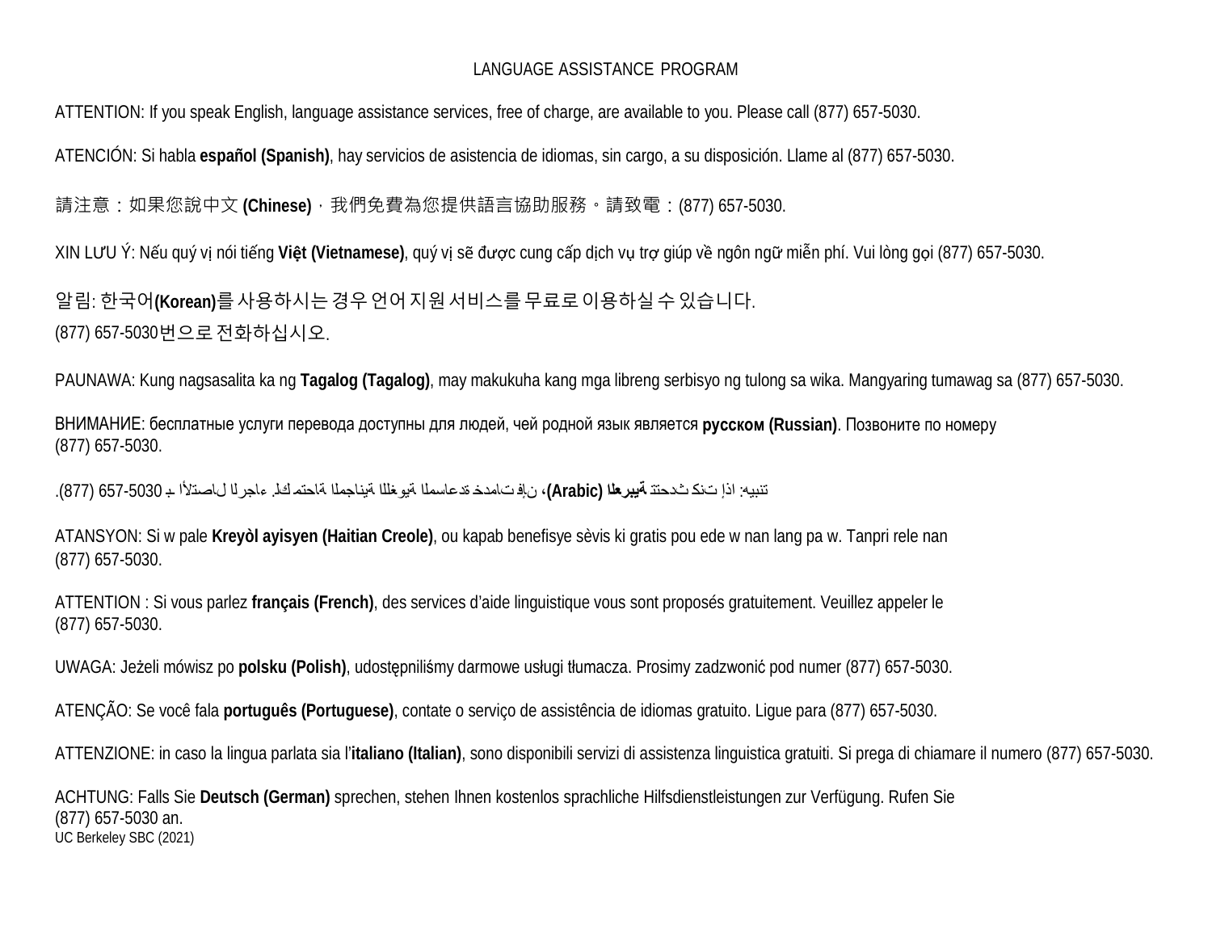LANGUAGE ASSISTANCE PROGRAM

ATTENTION: If you speak English, language assistance services, free of charge, are available to you. Please call (877) 657-5030.

ATENCIÓN: Si habla **español (Spanish)**, hay servicios de asistencia de idiomas, sin cargo, a su disposición. Llame al (877) 657-5030.

請注意：如果您說中文 **(Chinese)**，我們免費為您提供語言協助服務。請致電：(877) 657-5030.

XIN LƯU Ý: Nếu quý vị nói tiếng **Việt (Vietnamese)**, quý vị sẽ được cung cấp dịch vụ trợ giúp về ngôn ngữ miễn phí. Vui lòng gọi (877) 657-5030.

알림: 한국어**(Korean)**를 사용하시는 경우 언어 지원 서비스를 무료로 이용하실 수 있습니다.
(877) 657-5030번으로 전화하십시오.

PAUNAWA: Kung nagsasalita ka ng **Tagalog (Tagalog)**, may makukuha kang mga libreng serbisyo ng tulong sa wika. Mangyaring tumawag sa (877) 657-5030.

ВНИМАНИЕ: бесплатные услуги перевода доступны для людей, чей родной язык является **русском (Russian)**. Позвоните по номеру
(877) 657-5030.

تنبيه: اذا كنت تتحدث **العربية (Arabic)**، فإن خدمات المساعدة اللغوية المجانية متاحة لك. الرجاء الاتصال بـ 657-5030 (877).

ATANSYON: Si w pale **Kreyòl ayisyen (Haitian Creole)**, ou kapab benefisye sèvis ki gratis pou ede w nan lang pa w. Tanpri rele nan
(877) 657-5030.

ATTENTION : Si vous parlez **français (French)**, des services d'aide linguistique vous sont proposés gratuitement. Veuillez appeler le
(877) 657-5030.

UWAGA: Jeżeli mówisz po **polsku (Polish)**, udostępniliśmy darmowe usługi tłumacza. Prosimy zadzwonić pod numer (877) 657-5030.

ATENÇÃO: Se você fala **português (Portuguese)**, contate o serviço de assistência de idiomas gratuito. Ligue para (877) 657-5030.

ATTENZIONE: in caso la lingua parlata sia l'**italiano (Italian)**, sono disponibili servizi di assistenza linguistica gratuiti. Si prega di chiamare il numero (877) 657-5030.

ACHTUNG: Falls Sie **Deutsch (German)** sprechen, stehen Ihnen kostenlos sprachliche Hilfsdienstleistungen zur Verfügung. Rufen Sie
(877) 657-5030 an.

UC Berkeley SBC (2021)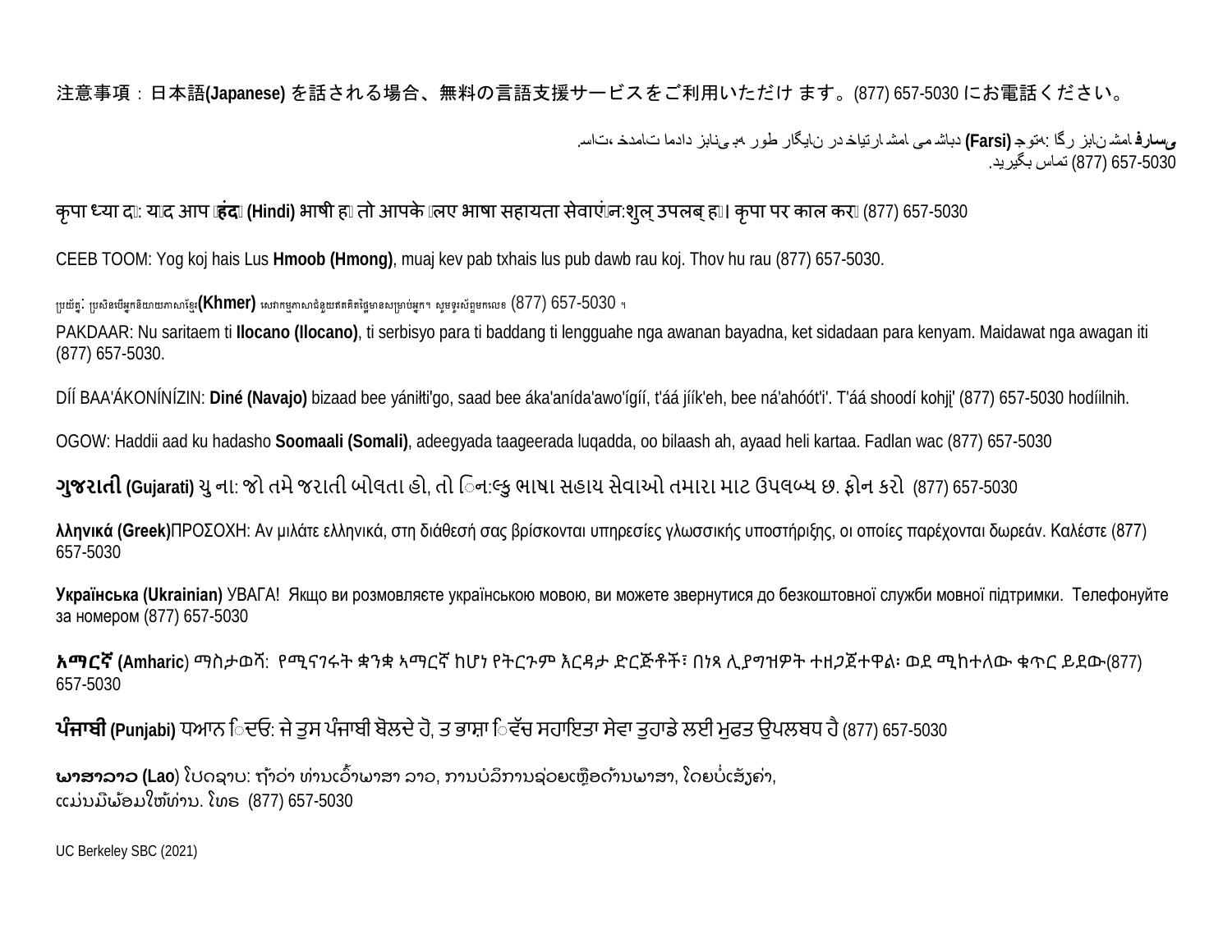注意事項：日本語**(Japanese)** を話される場合、無料の言語支援サービスをご利用いただけ ます。(877) 657-5030 にお電話ください。

توجه: اگر زبان شما **فارسی (Farsi)** می باشد خدمات ترجمه رایگان در دسترس شما می باشد. با شماره (877) 657-5030 تماس بگیرید.

कृपा ध्या दें: यदि आप **हिंदी (Hindi)** भाषी हैं तो आपके लिए भाषा सहायता सेवाएं नि:शुल्क उपलब्ध हैं। कृपा पर काल करें (877) 657-5030

CEEB TOOM: Yog koj hais Lus **Hmoob (Hmong)**, muaj kev pab txhais lus pub dawb rau koj. Thov hu rau (877) 657-5030.

ប្រយ័ត្ន: ប្រសិនបើអ្នកនិយាយភាសាខ្មែរ**(Khmer)** សេវាកម្មភាសាជំនួយឥតគិតថ្លៃមានសម្រាប់អ្នក។ សូមទូរស័ព្ទមកលេខ (877) 657-5030 ។

PAKDAAR: Nu saritaem ti **Ilocano (Ilocano)**, ti serbisyo para ti baddang ti lengguahe nga awanan bayadna, ket sidadaan para kenyam. Maidawat nga awagan iti (877) 657-5030.

DÍÍ BAA'ÁKONÍNÍZIN: **Diné (Navajo)** bizaad bee yánílti'go, saad bee áka'anída'awo'ígíí, t'áá jíík'eh, bee ná'ahóót'i'. T'áá shoodí kohjį' (877) 657-5030 hodíílnih.

OGOW: Haddii aad ku hadasho **Soomaali (Somali)**, adeegyada taageerada luqadda, oo bilaash ah, ayaad heli kartaa. Fadlan wac (877) 657-5030

**ગુજરાતી (Gujarati)** ચુ ના: જો તમે જરાતી બોલતા હો, તો િન:લ્ક ભાષા સહાય સેવાઓ તમારા માટ ઉપલબ્ધ છ. ફોન કરો (877) 657-5030

**λληνικά (Greek)**ΠΡΟΣΟΧΗ: Αν μιλάτε ελληνικά, στη διάθεσή σας βρίσκονται υπηρεσίες γλωσσικής υποστήριξης, οι οποίες παρέχονται δωρεάν. Καλέστε (877) 657-5030

**Українська (Ukrainian)** УВАГА! Якщо ви розмовляєте українською мовою, ви можете звернутися до безкоштовної служби мовної підтримки. Телефонуйте за номером (877) 657-5030

**አማርኛ (Amharic**) ማስታወሻ: የሚናገሩት ቋንቋ ኣማርኛ ከሆነ የትርጉም እርዳታ ድርጅቶች፣ በነጻ ሊያግዝዎት ተዘጋጀተዋል፡ ወደ ሚከተለው ቁጥር ይደውሉ(877) 657-5030

**ਪੰਜਾਬੀ (Punjabi)** ਧਿਆਨ ਦਿਓ: ਜੇ ਤੁਸ ਪੰਜਾਬੀ ਬੋਲਦੇ ਹੋ, ਤ ਭਾਸ਼ਾ ਵਿੱਚ ਸਹਾਇਤਾ ਸੇਵਾ ਤੁਹਾਡੇ ਲਈ ਮੁਫਤ ਉਪਲਬਧ ਹੈ (877) 657-5030

**ພາສາລາວ (Lao**) ໂປດຊາບ: ຖ້າວ່າ ທ່ານເວົ້າພາສາ ລາວ, ການບໍລິການຊ່ວຍເຫຼືອດ້ານພາສາ, ໂດຍບໍ່ເສັຽຄ່າ, ແມ່ນມີພ້ອມໃຫ້ທ່ານ. ໂທຣ (877) 657-5030

UC Berkeley SBC (2021)